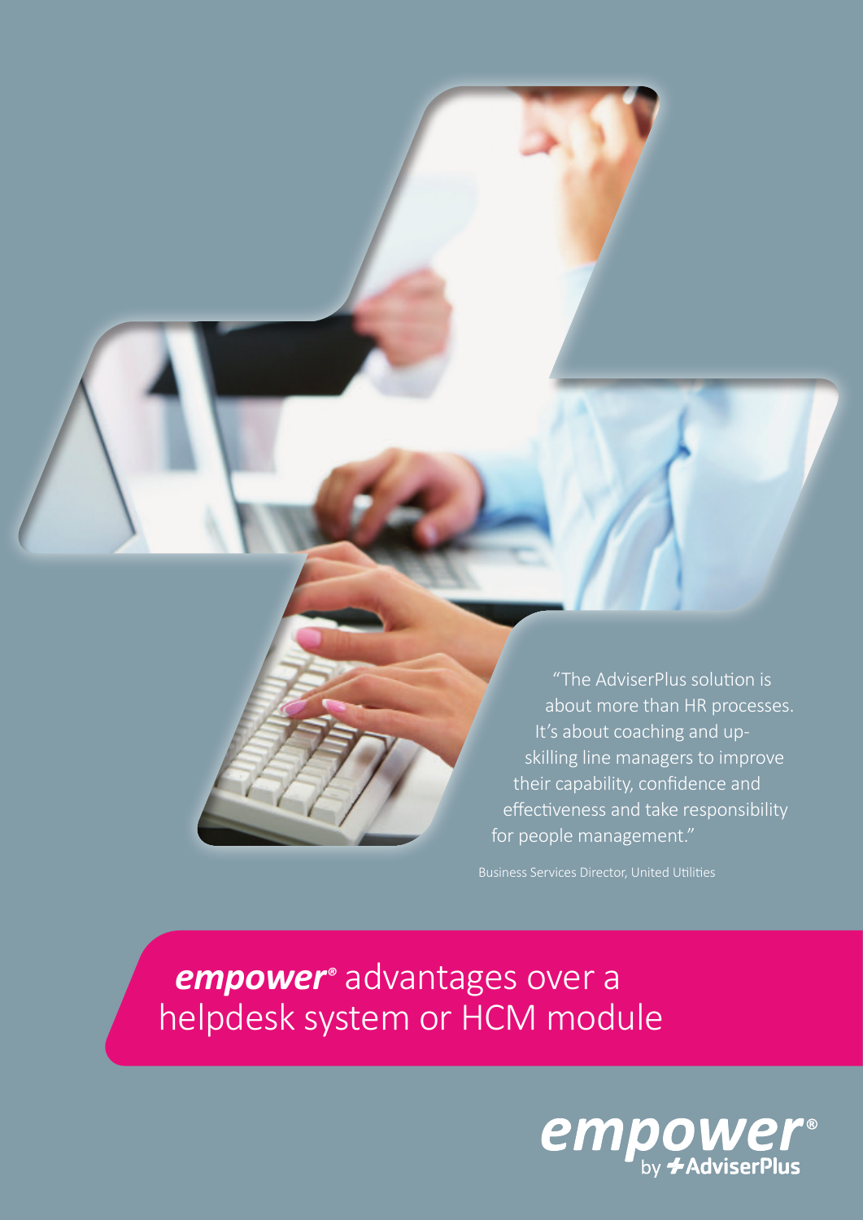"The AdviserPlus solution is about more than HR processes. It's about coaching and up-skilling line managers to improve their capability, confidence and effectiveness and take responsibility for people management."

Business Services Director, United Utilities

# ***empower®*** advantages over a helpdesk system or HCM module

empower® by AdviserPlus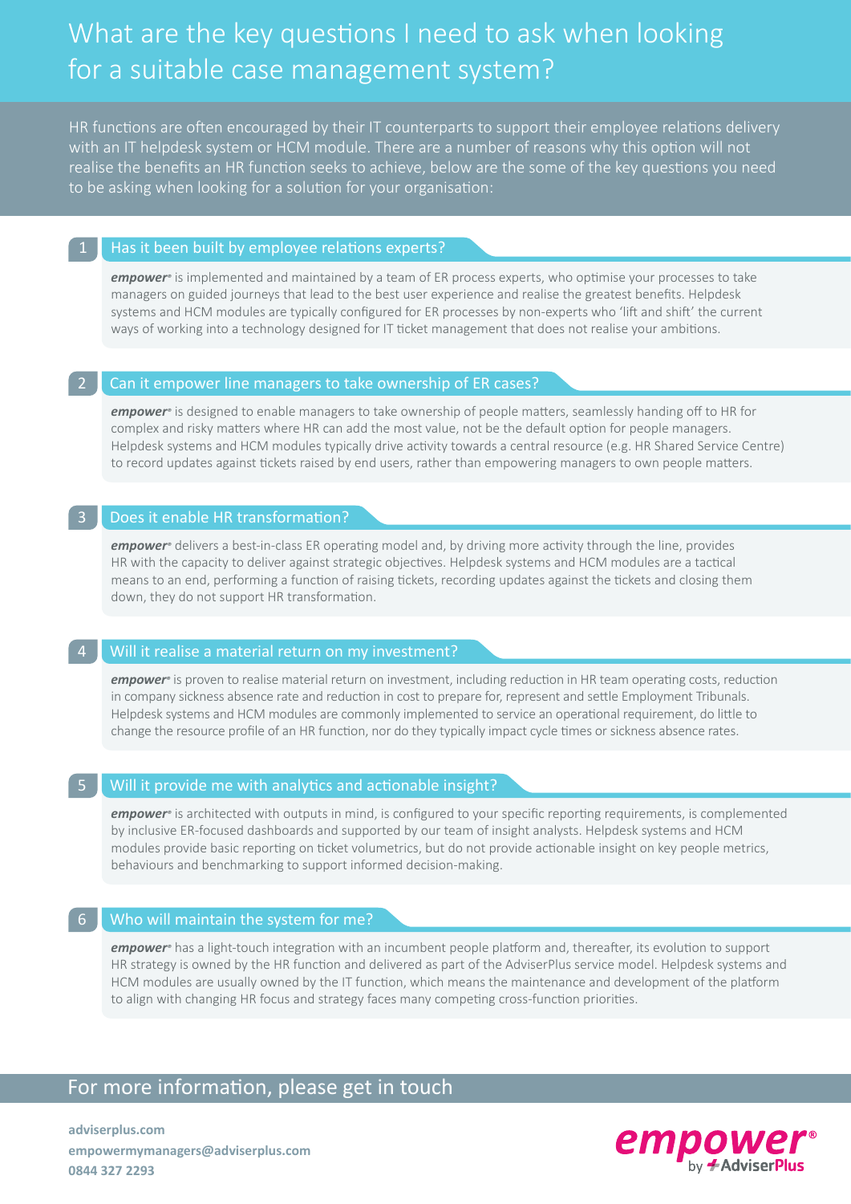# What are the key questions I need to ask when looking for a suitable case management system?

HR functions are often encouraged by their IT counterparts to support their employee relations delivery with an IT helpdesk system or HCM module. There are a number of reasons why this option will not realise the benefits an HR function seeks to achieve, below are the some of the key questions you need to be asking when looking for a solution for your organisation:

## 1 Has it been built by employee relations experts?

***empower***® is implemented and maintained by a team of ER process experts, who optimise your processes to take managers on guided journeys that lead to the best user experience and realise the greatest benefits. Helpdesk systems and HCM modules are typically configured for ER processes by non-experts who 'lift and shift' the current ways of working into a technology designed for IT ticket management that does not realise your ambitions.

## 2 Can it empower line managers to take ownership of ER cases?

***empower***® is designed to enable managers to take ownership of people matters, seamlessly handing off to HR for complex and risky matters where HR can add the most value, not be the default option for people managers. Helpdesk systems and HCM modules typically drive activity towards a central resource (e.g. HR Shared Service Centre) to record updates against tickets raised by end users, rather than empowering managers to own people matters.

## 3 Does it enable HR transformation?

***empower***® delivers a best-in-class ER operating model and, by driving more activity through the line, provides HR with the capacity to deliver against strategic objectives. Helpdesk systems and HCM modules are a tactical means to an end, performing a function of raising tickets, recording updates against the tickets and closing them down, they do not support HR transformation.

## 4 Will it realise a material return on my investment?

***empower***® is proven to realise material return on investment, including reduction in HR team operating costs, reduction in company sickness absence rate and reduction in cost to prepare for, represent and settle Employment Tribunals. Helpdesk systems and HCM modules are commonly implemented to service an operational requirement, do little to change the resource profile of an HR function, nor do they typically impact cycle times or sickness absence rates.

## 5 Will it provide me with analytics and actionable insight?

***empower***® is architected with outputs in mind, is configured to your specific reporting requirements, is complemented by inclusive ER-focused dashboards and supported by our team of insight analysts. Helpdesk systems and HCM modules provide basic reporting on ticket volumetrics, but do not provide actionable insight on key people metrics, behaviours and benchmarking to support informed decision-making.

## 6 Who will maintain the system for me?

***empower***® has a light-touch integration with an incumbent people platform and, thereafter, its evolution to support HR strategy is owned by the HR function and delivered as part of the AdviserPlus service model. Helpdesk systems and HCM modules are usually owned by the IT function, which means the maintenance and development of the platform to align with changing HR focus and strategy faces many competing cross-function priorities.

## For more information, please get in touch

**adviserplus.com**
**empowermymanagers@adviserplus.com**
**0844 327 2293**

empower® by AdviserPlus